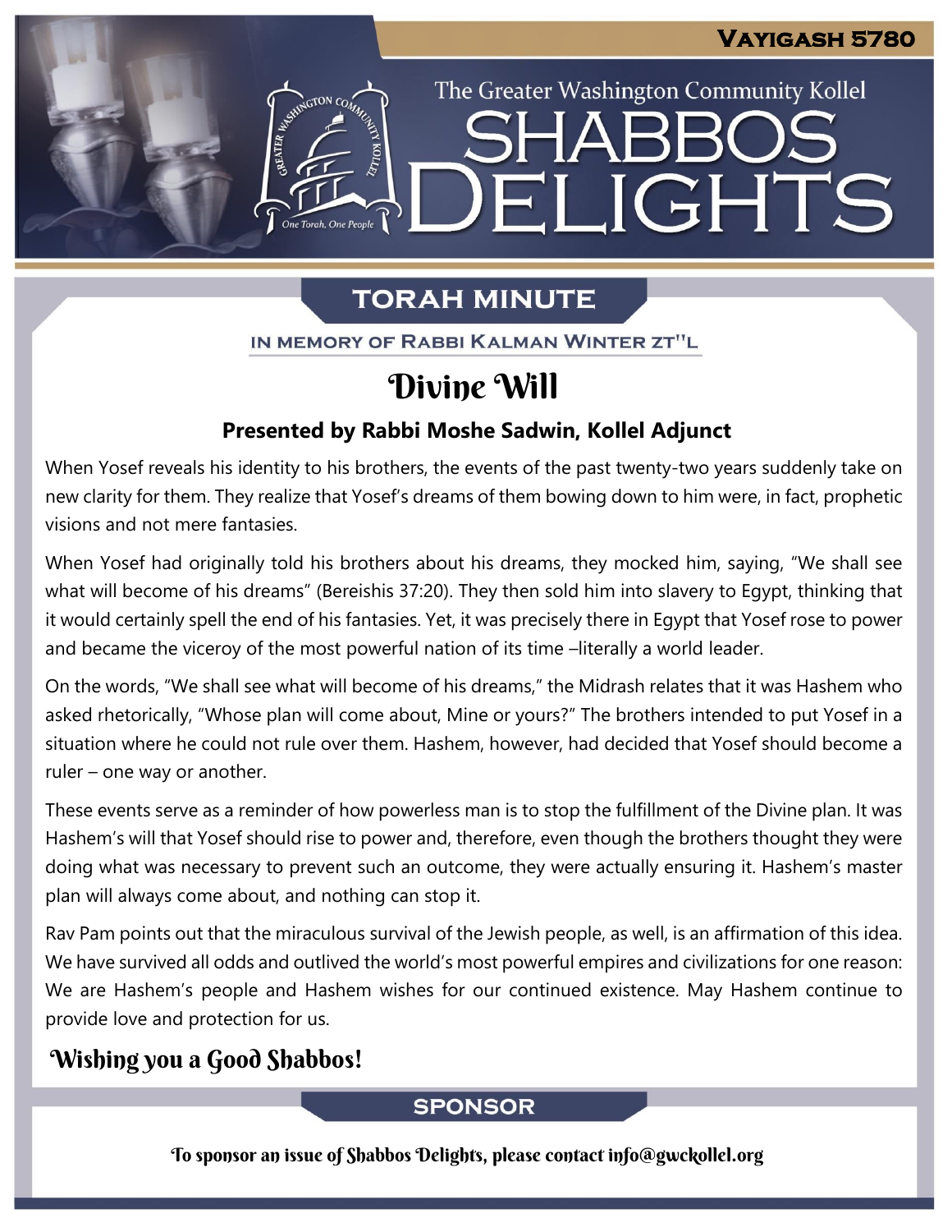Vayigash 5780

The Greater Washington Community Kollel

# Shabbos Delights

## Torah Minute

In Memory of Rabbi Kalman Winter zt"l

# Divine Will

### Presented by Rabbi Moshe Sadwin, Kollel Adjunct

When Yosef reveals his identity to his brothers, the events of the past twenty-two years suddenly take on new clarity for them. They realize that Yosef's dreams of them bowing down to him were, in fact, prophetic visions and not mere fantasies.

When Yosef had originally told his brothers about his dreams, they mocked him, saying, "We shall see what will become of his dreams" (Bereishis 37:20). They then sold him into slavery to Egypt, thinking that it would certainly spell the end of his fantasies. Yet, it was precisely there in Egypt that Yosef rose to power and became the viceroy of the most powerful nation of its time –literally a world leader.

On the words, "We shall see what will become of his dreams," the Midrash relates that it was Hashem who asked rhetorically, "Whose plan will come about, Mine or yours?" The brothers intended to put Yosef in a situation where he could not rule over them. Hashem, however, had decided that Yosef should become a ruler – one way or another.

These events serve as a reminder of how powerless man is to stop the fulfillment of the Divine plan. It was Hashem's will that Yosef should rise to power and, therefore, even though the brothers thought they were doing what was necessary to prevent such an outcome, they were actually ensuring it. Hashem's master plan will always come about, and nothing can stop it.

Rav Pam points out that the miraculous survival of the Jewish people, as well, is an affirmation of this idea. We have survived all odds and outlived the world's most powerful empires and civilizations for one reason: We are Hashem's people and Hashem wishes for our continued existence. May Hashem continue to provide love and protection for us.

**Wishing you a Good Shabbos!**

## Sponsor

To sponsor an issue of Shabbos Delights, please contact info@gwckollel.org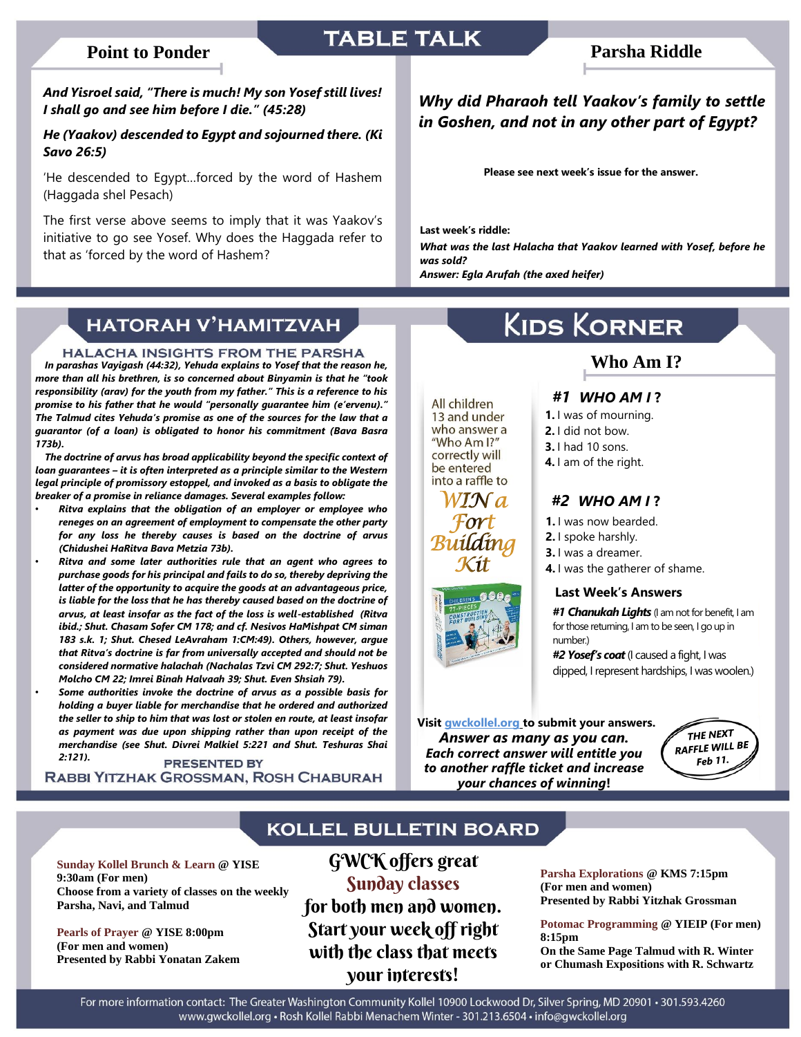# TABLE TALK

## Point to Ponder

***And Yisroel said, "There is much! My son Yosef still lives! I shall go and see him before I die." (45:28)***

***He (Yaakov) descended to Egypt and sojourned there. (Ki Savo 26:5)***

'He descended to Egypt…forced by the word of Hashem (Haggada shel Pesach)

The first verse above seems to imply that it was Yaakov's initiative to go see Yosef. Why does the Haggada refer to that as 'forced by the word of Hashem?

## Parsha Riddle

***Why did Pharaoh tell Yaakov's family to settle in Goshen, and not in any other part of Egypt?***

**Please see next week's issue for the answer.**

**Last week's riddle:**

***What was the last Halacha that Yaakov learned with Yosef, before he was sold?***

***Answer: Egla Arufah (the axed heifer)***

# HATORAH V'HAMITZVAH

## HALACHA INSIGHTS FROM THE PARSHA

***In parashas Vayigash (44:32), Yehuda explains to Yosef that the reason he, more than all his brethren, is so concerned about Binyamin is that he "took responsibility (arav) for the youth from my father." This is a reference to his promise to his father that he would "personally guarantee him (e'ervenu)." The Talmud cites Yehuda's promise as one of the sources for the law that a guarantor (of a loan) is obligated to honor his commitment (Bava Basra 173b).***

***The doctrine of arvus has broad applicability beyond the specific context of loan guarantees – it is often interpreted as a principle similar to the Western legal principle of promissory estoppel, and invoked as a basis to obligate the breaker of a promise in reliance damages. Several examples follow:***

- ***Ritva explains that the obligation of an employer or employee who reneges on an agreement of employment to compensate the other party for any loss he thereby causes is based on the doctrine of arvus (Chidushei HaRitva Bava Metzia 73b).***
- ***Ritva and some later authorities rule that an agent who agrees to purchase goods for his principal and fails to do so, thereby depriving the latter of the opportunity to acquire the goods at an advantageous price, is liable for the loss that he has thereby caused based on the doctrine of arvus, at least insofar as the fact of the loss is well-established (Ritva ibid.; Shut. Chasam Sofer CM 178; and cf. Nesivos HaMishpat CM siman 183 s.k. 1; Shut. Chesed LeAvraham 1:CM:49). Others, however, argue that Ritva's doctrine is far from universally accepted and should not be considered normative halachah (Nachalas Tzvi CM 292:7; Shut. Yeshuos Molcho CM 22; Imrei Binah Halvaah 39; Shut. Even Shsiah 79).***
- ***Some authorities invoke the doctrine of arvus as a possible basis for holding a buyer liable for merchandise that he ordered and authorized the seller to ship to him that was lost or stolen en route, at least insofar as payment was due upon shipping rather than upon receipt of the merchandise (see Shut. Divrei Malkiel 5:221 and Shut. Teshuras Shai 2:121).***

PRESENTED BY
RABBI YITZHAK GROSSMAN, ROSH CHABURAH

# KIDS KORNER

## Who Am I?

All children 13 and under who answer a "Who Am I?" correctly will be entered into a raffle to

WIN a Fort Building Kit

### #1 WHO AM I ?

1. I was of mourning.
2. I did not bow.
3. I had 10 sons.
4. I am of the right.

### #2 WHO AM I ?

1. I was now bearded.
2. I spoke harshly.
3. I was a dreamer.
4. I was the gatherer of shame.

### Last Week's Answers

***#1 Chanukah Lights*** (I am not for benefit, I am for those returning, I am to be seen, I go up in number.)

***#2 Yosef's coat*** (I caused a fight, I was dipped, I represent hardships, I was woolen.)

**Visit gwckollel.org to submit your answers.**

***Answer as many as you can. Each correct answer will entitle you to another raffle ticket and increase your chances of winning!***

*THE NEXT RAFFLE WILL BE Feb 11.*

# KOLLEL BULLETIN BOARD

**Sunday Kollel Brunch & Learn @ YISE**
**9:30am (For men)**
**Choose from a variety of classes on the weekly Parsha, Navi, and Talmud**

**Pearls of Prayer @ YISE 8:00pm**
**(For men and women)**
**Presented by Rabbi Yonatan Zakem**

GWCK offers great Sunday classes for both men and women. Start your week off right with the class that meets your interests!

**Parsha Explorations @ KMS 7:15pm**
**(For men and women)**
**Presented by Rabbi Yitzhak Grossman**

**Potomac Programming @ YIEIP (For men)**
**8:15pm**
**On the Same Page Talmud with R. Winter or Chumash Expositions with R. Schwartz**

For more information contact: The Greater Washington Community Kollel 10900 Lockwood Dr, Silver Spring, MD 20901 • 301.593.4260
www.gwckollel.org • Rosh Kollel Rabbi Menachem Winter - 301.213.6504 • info@gwckollel.org